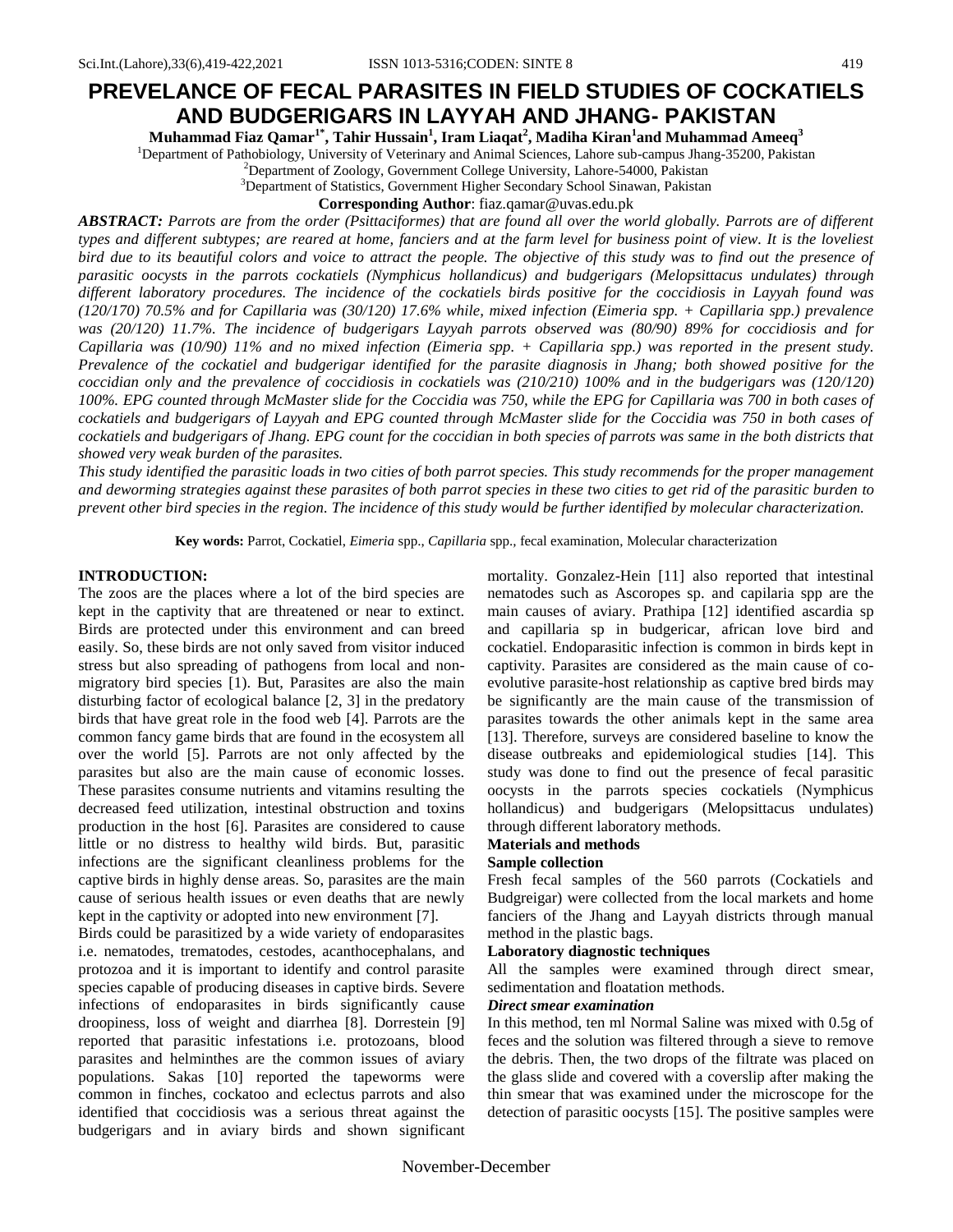# PREVELANCE OF FECAL PARASITES IN FIELD STUDIES OF COCKATIELS AND BUDGERIGARS IN LAYYAH AND JHANG- PAKISTAN

**Muhammad Fiaz Qamar[1*], Tahir Hussain[1], Iram Liaqat[2], Madiha Kiran[1] and Muhammad Ameeq[3]**

[1]Department of Pathobiology, University of Veterinary and Animal Sciences, Lahore sub-campus Jhang-35200, Pakistan

[2]Department of Zoology, Government College University, Lahore-54000, Pakistan

[3]Department of Statistics, Government Higher Secondary School Sinawan, Pakistan

**Corresponding Author**: fiaz.qamar@uvas.edu.pk

***ABSTRACT:*** *Parrots are from the order (Psittaciformes) that are found all over the world globally. Parrots are of different types and different subtypes; are reared at home, fanciers and at the farm level for business point of view. It is the loveliest bird due to its beautiful colors and voice to attract the people. The objective of this study was to find out the presence of parasitic oocysts in the parrots cockatiels (Nymphicus hollandicus) and budgerigars (Melopsittacus undulates) through different laboratory procedures. The incidence of the cockatiels birds positive for the coccidiosis in Layyah found was (120/170) 70.5% and for Capillaria was (30/120) 17.6% while, mixed infection (Eimeria spp. + Capillaria spp.) prevalence was (20/120) 11.7%. The incidence of budgerigars Layyah parrots observed was (80/90) 89% for coccidiosis and for Capillaria was (10/90) 11% and no mixed infection (Eimeria spp. + Capillaria spp.) was reported in the present study. Prevalence of the cockatiel and budgerigar identified for the parasite diagnosis in Jhang; both showed positive for the coccidian only and the prevalence of coccidiosis in cockatiels was (210/210) 100% and in the budgerigars was (120/120) 100%. EPG counted through McMaster slide for the Coccidia was 750, while the EPG for Capillaria was 700 in both cases of cockatiels and budgerigars of Layyah and EPG counted through McMaster slide for the Coccidia was 750 in both cases of cockatiels and budgerigars of Jhang. EPG count for the coccidian in both species of parrots was same in the both districts that showed very weak burden of the parasites.*

*This study identified the parasitic loads in two cities of both parrot species. This study recommends for the proper management and deworming strategies against these parasites of both parrot species in these two cities to get rid of the parasitic burden to prevent other bird species in the region. The incidence of this study would be further identified by molecular characterization.*

**Key words:** Parrot, Cockatiel, *Eimeria* spp., *Capillaria* spp., fecal examination, Molecular characterization

## INTRODUCTION:

The zoos are the places where a lot of the bird species are kept in the captivity that are threatened or near to extinct. Birds are protected under this environment and can breed easily. So, these birds are not only saved from visitor induced stress but also spreading of pathogens from local and non-migratory bird species [1). But, Parasites are also the main disturbing factor of ecological balance [2, 3] in the predatory birds that have great role in the food web [4]. Parrots are the common fancy game birds that are found in the ecosystem all over the world [5]. Parrots are not only affected by the parasites but also are the main cause of economic losses. These parasites consume nutrients and vitamins resulting the decreased feed utilization, intestinal obstruction and toxins production in the host [6]. Parasites are considered to cause little or no distress to healthy wild birds. But, parasitic infections are the significant cleanliness problems for the captive birds in highly dense areas. So, parasites are the main cause of serious health issues or even deaths that are newly kept in the captivity or adopted into new environment [7].

Birds could be parasitized by a wide variety of endoparasites i.e. nematodes, trematodes, cestodes, acanthocephalans, and protozoa and it is important to identify and control parasite species capable of producing diseases in captive birds. Severe infections of endoparasites in birds significantly cause droopiness, loss of weight and diarrhea [8]. Dorrestein [9] reported that parasitic infestations i.e. protozoans, blood parasites and helminthes are the common issues of aviary populations. Sakas [10] reported the tapeworms were common in finches, cockatoo and eclectus parrots and also identified that coccidiosis was a serious threat against the budgerigars and in aviary birds and shown significant mortality. Gonzalez-Hein [11] also reported that intestinal nematodes such as Ascoropes sp. and capilaria spp are the main causes of aviary. Prathipa [12] identified ascardia sp and capillaria sp in budgericar, african love bird and cockatiel. Endoparasitic infection is common in birds kept in captivity. Parasites are considered as the main cause of co-evolutive parasite-host relationship as captive bred birds may be significantly are the main cause of the transmission of parasites towards the other animals kept in the same area [13]. Therefore, surveys are considered baseline to know the disease outbreaks and epidemiological studies [14]. This study was done to find out the presence of fecal parasitic oocysts in the parrots species cockatiels (Nymphicus hollandicus) and budgerigars (Melopsittacus undulates) through different laboratory methods.

## Materials and methods

### Sample collection

Fresh fecal samples of the 560 parrots (Cockatiels and Budgreigar) were collected from the local markets and home fanciers of the Jhang and Layyah districts through manual method in the plastic bags.

### Laboratory diagnostic techniques

All the samples were examined through direct smear, sedimentation and floatation methods.

#### *Direct smear examination*

In this method, ten ml Normal Saline was mixed with 0.5g of feces and the solution was filtered through a sieve to remove the debris. Then, the two drops of the filtrate was placed on the glass slide and covered with a coverslip after making the thin smear that was examined under the microscope for the detection of parasitic oocysts [15]. The positive samples were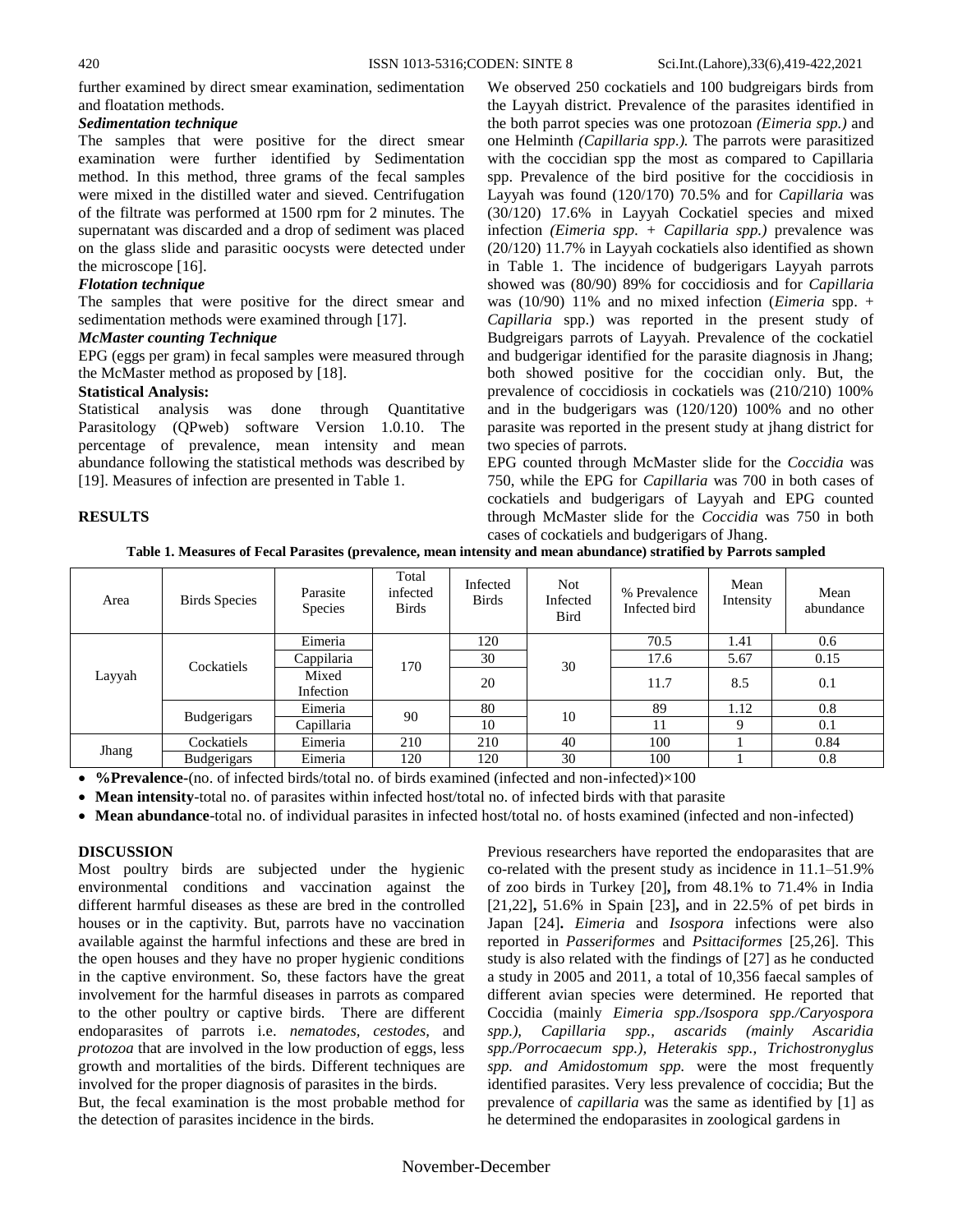further examined by direct smear examination, sedimentation and floatation methods.

***Sedimentation technique***

The samples that were positive for the direct smear examination were further identified by Sedimentation method. In this method, three grams of the fecal samples were mixed in the distilled water and sieved. Centrifugation of the filtrate was performed at 1500 rpm for 2 minutes. The supernatant was discarded and a drop of sediment was placed on the glass slide and parasitic oocysts were detected under the microscope [16].

***Flotation technique***

The samples that were positive for the direct smear and sedimentation methods were examined through [17].

***McMaster counting Technique***

EPG (eggs per gram) in fecal samples were measured through the McMaster method as proposed by [18].

**Statistical Analysis:**

Statistical analysis was done through Quantitative Parasitology (QPweb) software Version 1.0.10. The percentage of prevalence, mean intensity and mean abundance following the statistical methods was described by [19]. Measures of infection are presented in Table 1.

## RESULTS

We observed 250 cockatiels and 100 budgreigars birds from the Layyah district. Prevalence of the parasites identified in the both parrot species was one protozoan *(Eimeria spp.)* and one Helminth *(Capillaria spp.).* The parrots were parasitized with the coccidian spp the most as compared to Capillaria spp. Prevalence of the bird positive for the coccidiosis in Layyah was found (120/170) 70.5% and for *Capillaria* was (30/120) 17.6% in Layyah Cockatiel species and mixed infection *(Eimeria spp. + Capillaria spp.)* prevalence was (20/120) 11.7% in Layyah cockatiels also identified as shown in Table 1. The incidence of budgerigars Layyah parrots showed was (80/90) 89% for coccidiosis and for *Capillaria* was (10/90) 11% and no mixed infection (*Eimeria* spp. + *Capillaria* spp.) was reported in the present study of Budgreigars parrots of Layyah. Prevalence of the cockatiel and budgerigar identified for the parasite diagnosis in Jhang; both showed positive for the coccidian only. But, the prevalence of coccidiosis in cockatiels was (210/210) 100% and in the budgerigars was (120/120) 100% and no other parasite was reported in the present study at jhang district for two species of parrots.

EPG counted through McMaster slide for the *Coccidia* was 750, while the EPG for *Capillaria* was 700 in both cases of cockatiels and budgerigars of Layyah and EPG counted through McMaster slide for the *Coccidia* was 750 in both cases of cockatiels and budgerigars of Jhang.

**Table 1. Measures of Fecal Parasites (prevalence, mean intensity and mean abundance) stratified by Parrots sampled**

| Area | Birds Species | Parasite Species | Total infected Birds | Infected Birds | Not Infected Bird | % Prevalence Infected bird | Mean Intensity | Mean abundance |
|---|---|---|---|---|---|---|---|---|
| Layyah | Cockatiels | Eimeria | 170 | 120 | 30 | 70.5 | 1.41 | 0.6 |
| | | Cappilaria | | 30 | | 17.6 | 5.67 | 0.15 |
| | | Mixed Infection | | 20 | | 11.7 | 8.5 | 0.1 |
| | Budgerigars | Eimeria | 90 | 80 | 10 | 89 | 1.12 | 0.8 |
| | | Capillaria | | 10 | | 11 | 9 | 0.1 |
| Jhang | Cockatiels | Eimeria | 210 | 210 | 40 | 100 | 1 | 0.84 |
| | Budgerigars | Eimeria | 120 | 120 | 30 | 100 | 1 | 0.8 |

- **%Prevalence**-(no. of infected birds/total no. of birds examined (infected and non-infected)×100
- **Mean intensity**-total no. of parasites within infected host/total no. of infected birds with that parasite
- **Mean abundance**-total no. of individual parasites in infected host/total no. of hosts examined (infected and non-infected)

## DISCUSSION

Most poultry birds are subjected under the hygienic environmental conditions and vaccination against the different harmful diseases as these are bred in the controlled houses or in the captivity. But, parrots have no vaccination available against the harmful infections and these are bred in the open houses and they have no proper hygienic conditions in the captive environment. So, these factors have the great involvement for the harmful diseases in parrots as compared to the other poultry or captive birds. There are different endoparasites of parrots i.e. *nematodes, cestodes,* and *protozoa* that are involved in the low production of eggs, less growth and mortalities of the birds. Different techniques are involved for the proper diagnosis of parasites in the birds.

But, the fecal examination is the most probable method for the detection of parasites incidence in the birds.

Previous researchers have reported the endoparasites that are co-related with the present study as incidence in 11.1–51.9% of zoo birds in Turkey [20]**,** from 48.1% to 71.4% in India [21,22]**,** 51.6% in Spain [23]**,** and in 22.5% of pet birds in Japan [24]**.** *Eimeria* and *Isospora* infections were also reported in *Passeriformes* and *Psittaciformes* [25,26]. This study is also related with the findings of [27] as he conducted a study in 2005 and 2011, a total of 10,356 faecal samples of different avian species were determined. He reported that Coccidia (mainly *Eimeria spp./Isospora spp./Caryospora spp.), Capillaria spp., ascarids (mainly Ascaridia spp./Porrocaecum spp.), Heterakis spp., Trichostronyglus spp. and Amidostomum spp.* were the most frequently identified parasites. Very less prevalence of coccidia; But the prevalence of *capillaria* was the same as identified by [1] as he determined the endoparasites in zoological gardens in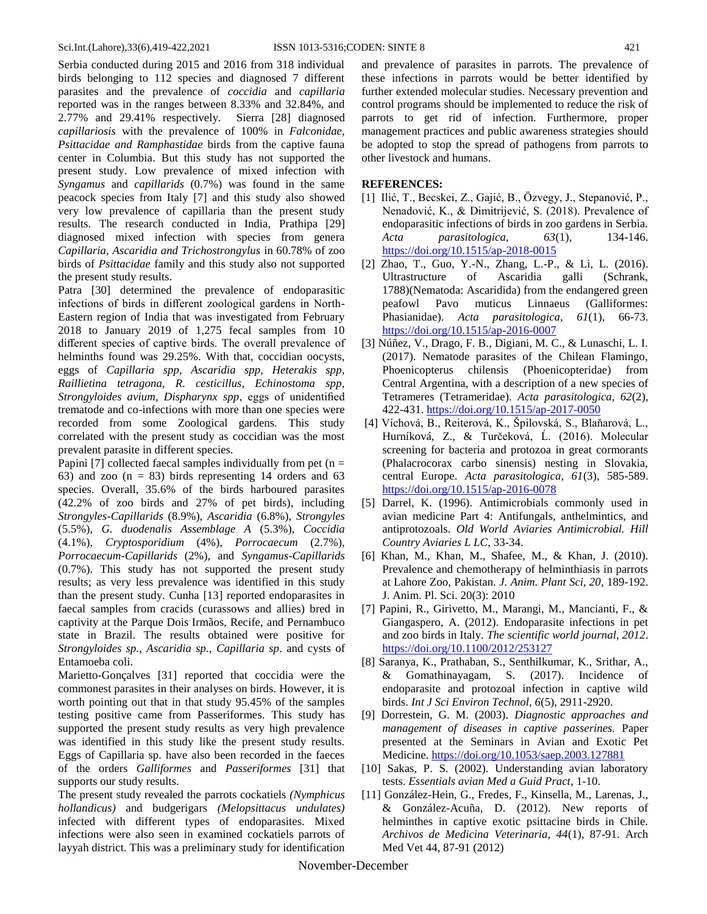Serbia conducted during 2015 and 2016 from 318 individual birds belonging to 112 species and diagnosed 7 different parasites and the prevalence of *coccidia* and *capillaria* reported was in the ranges between 8.33% and 32.84%, and 2.77% and 29.41% respectively. Sierra [28] diagnosed *capillariosis* with the prevalence of 100% in *Falconidae, Psittacidae and Ramphastidae* birds from the captive fauna center in Columbia. But this study has not supported the present study. Low prevalence of mixed infection with *Syngamus* and *capillarids* (0.7%) was found in the same peacock species from Italy [7] and this study also showed very low prevalence of capillaria than the present study results. The research conducted in India, Prathipa [29] diagnosed mixed infection with species from genera *Capillaria, Ascaridia and Trichostrongylus* in 60.78% of zoo birds of *Psittacidae* family and this study also not supported the present study results.

Patra [30] determined the prevalence of endoparasitic infections of birds in different zoological gardens in North-Eastern region of India that was investigated from February 2018 to January 2019 of 1,275 fecal samples from 10 different species of captive birds. The overall prevalence of helminths found was 29.25%. With that, coccidian oocysts, eggs of *Capillaria spp, Ascaridia spp, Heterakis spp, Raillietina tetragona, R. cesticillus, Echinostoma spp, Strongyloides avium, Dispharynx spp*, eggs of unidentified trematode and co-infections with more than one species were recorded from some Zoological gardens. This study correlated with the present study as coccidian was the most prevalent parasite in different species.

Papini [7] collected faecal samples individually from pet (n = 63) and zoo (n = 83) birds representing 14 orders and 63 species. Overall, 35.6% of the birds harboured parasites (42.2% of zoo birds and 27% of pet birds), including *Strongyles-Capillarids* (8.9%), *Ascaridia* (6.8%), *Strongyles* (5.5%), *G. duodenalis Assemblage A* (5.3%), *Coccidia* (4.1%), *Cryptosporidium* (4%), *Porrocaecum* (2.7%), *Porrocaecum-Capillarids* (2%), and *Syngamus-Capillarids* (0.7%). This study has not supported the present study results; as very less prevalence was identified in this study than the present study. Cunha [13] reported endoparasites in faecal samples from cracids (curassows and allies) bred in captivity at the Parque Dois Irmãos, Recife, and Pernambuco state in Brazil. The results obtained were positive for *Strongyloides sp., Ascaridia sp., Capillaria sp*. and cysts of Entamoeba coli.

Marietto-Gonçalves [31] reported that coccidia were the commonest parasites in their analyses on birds. However, it is worth pointing out that in that study 95.45% of the samples testing positive came from Passeriformes. This study has supported the present study results as very high prevalence was identified in this study like the present study results. Eggs of Capillaria sp. have also been recorded in the faeces of the orders *Galliformes* and *Passeriformes* [31] that supports our study results.

The present study revealed the parrots cockatiels *(Nymphicus hollandicus)* and budgerigars *(Melopsittacus undulates)* infected with different types of endoparasites. Mixed infections were also seen in examined cockatiels parrots of layyah district. This was a preliminary study for identification and prevalence of parasites in parrots. The prevalence of these infections in parrots would be better identified by further extended molecular studies. Necessary prevention and control programs should be implemented to reduce the risk of parrots to get rid of infection. Furthermore, proper management practices and public awareness strategies should be adopted to stop the spread of pathogens from parrots to other livestock and humans.

## REFERENCES:

[1] Ilić, T., Becskei, Z., Gajić, B., Özvegy, J., Stepanović, P., Nenadović, K., & Dimitrijević, S. (2018). Prevalence of endoparasitic infections of birds in zoo gardens in Serbia. *Acta parasitologica, 63*(1), 134-146. https://doi.org/10.1515/ap-2018-0015

[2] Zhao, T., Guo, Y.-N., Zhang, L.-P., & Li, L. (2016). Ultrastructure of Ascaridia galli (Schrank, 1788)(Nematoda: Ascaridida) from the endangered green peafowl Pavo muticus Linnaeus (Galliformes: Phasianidae). *Acta parasitologica, 61*(1), 66-73. https://doi.org/10.1515/ap-2016-0007

[3] Núñez, V., Drago, F. B., Digiani, M. C., & Lunaschi, L. I. (2017). Nematode parasites of the Chilean Flamingo, Phoenicopterus chilensis (Phoenicopteridae) from Central Argentina, with a description of a new species of Tetrameres (Tetrameridae). *Acta parasitologica, 62*(2), 422-431. https://doi.org/10.1515/ap-2017-0050

[4] Víchová, B., Reiterová, K., Špilovská, S., Blaňarová, L., Hurníková, Z., & Turčeková, Ľ. (2016). Molecular screening for bacteria and protozoa in great cormorants (Phalacrocorax carbo sinensis) nesting in Slovakia, central Europe. *Acta parasitologica, 61*(3), 585-589. https://doi.org/10.1515/ap-2016-0078

[5] Darrel, K. (1996). Antimicrobials commonly used in avian medicine Part 4: Antifungals, anthelmintics, and antiprotozoals. *Old World Aviaries Antimicrobial. Hill Country Aviaries L LC*, 33-34.

[6] Khan, M., Khan, M., Shafee, M., & Khan, J. (2010). Prevalence and chemotherapy of helminthiasis in parrots at Lahore Zoo, Pakistan. *J. Anim. Plant Sci, 20*, 189-192. J. Anim. Pl. Sci. 20(3): 2010

[7] Papini, R., Girivetto, M., Marangi, M., Mancianti, F., & Giangaspero, A. (2012). Endoparasite infections in pet and zoo birds in Italy. *The scientific world journal, 2012*. https://doi.org/10.1100/2012/253127

[8] Saranya, K., Prathaban, S., Senthilkumar, K., Srithar, A., & Gomathinayagam, S. (2017). Incidence of endoparasite and protozoal infection in captive wild birds. *Int J Sci Environ Technol, 6*(5), 2911-2920.

[9] Dorrestein, G. M. (2003). *Diagnostic approaches and management of diseases in captive passerines.* Paper presented at the Seminars in Avian and Exotic Pet Medicine. https://doi.org/10.1053/saep.2003.127881

[10] Sakas, P. S. (2002). Understanding avian laboratory tests. *Essentials avian Med a Guid Pract*, 1-10.

[11] González-Hein, G., Fredes, F., Kinsella, M., Larenas, J., & González-Acuña, D. (2012). New reports of helminthes in captive exotic psittacine birds in Chile. *Archivos de Medicina Veterinaria, 44*(1), 87-91. Arch Med Vet 44, 87-91 (2012)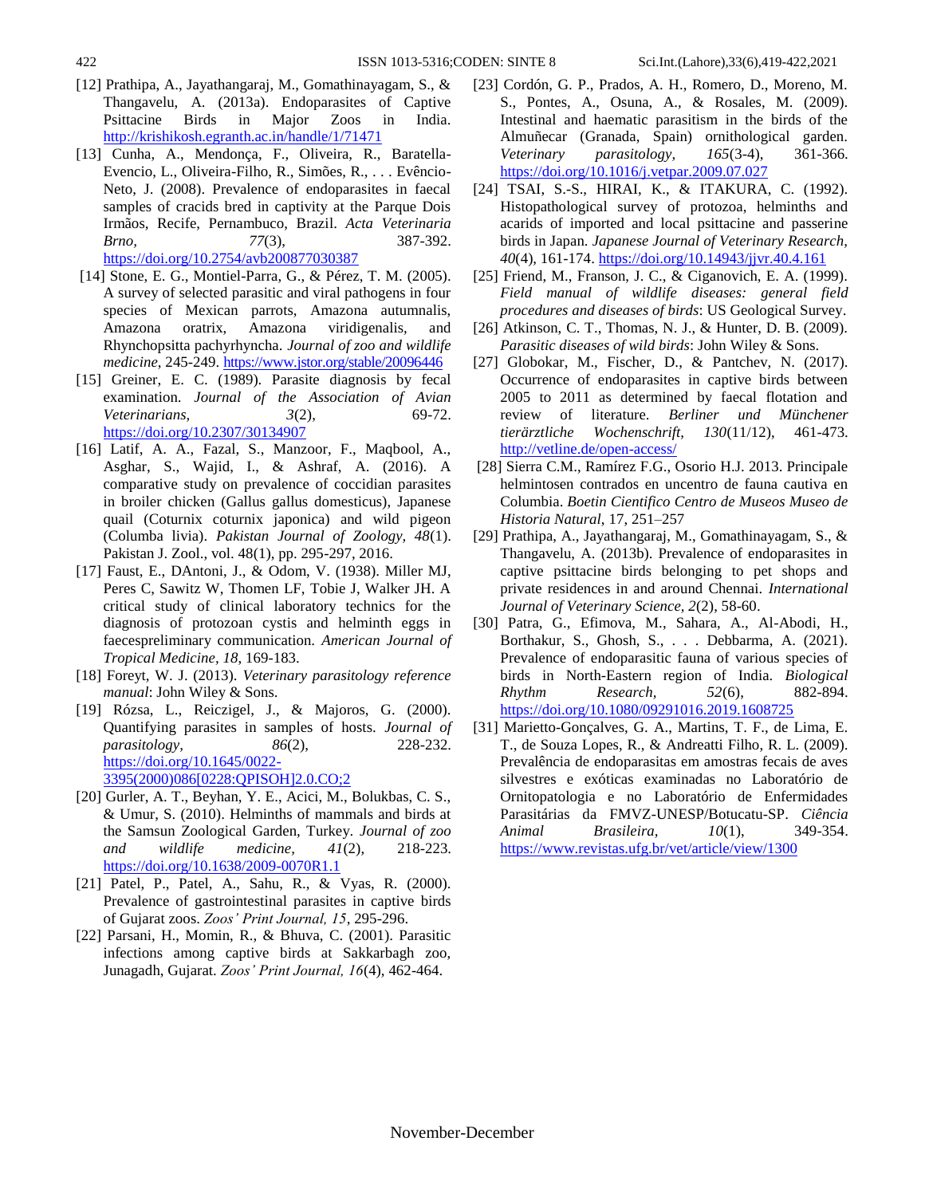[12] Prathipa, A., Jayathangaraj, M., Gomathinayagam, S., & Thangavelu, A. (2013a). Endoparasites of Captive Psittacine Birds in Major Zoos in India. http://krishikosh.egranth.ac.in/handle/1/71471

[13] Cunha, A., Mendonça, F., Oliveira, R., Baratella-Evencio, L., Oliveira-Filho, R., Simões, R., . . . Evêncio-Neto, J. (2008). Prevalence of endoparasites in faecal samples of cracids bred in captivity at the Parque Dois Irmãos, Recife, Pernambuco, Brazil. *Acta Veterinaria Brno, 77*(3), 387-392. https://doi.org/10.2754/avb200877030387

[14] Stone, E. G., Montiel-Parra, G., & Pérez, T. M. (2005). A survey of selected parasitic and viral pathogens in four species of Mexican parrots, Amazona autumnalis, Amazona oratrix, Amazona viridigenalis, and Rhynchopsitta pachyrhyncha. *Journal of zoo and wildlife medicine*, 245-249. https://www.jstor.org/stable/20096446

[15] Greiner, E. C. (1989). Parasite diagnosis by fecal examination. *Journal of the Association of Avian Veterinarians, 3*(2), 69-72. https://doi.org/10.2307/30134907

[16] Latif, A. A., Fazal, S., Manzoor, F., Maqbool, A., Asghar, S., Wajid, I., & Ashraf, A. (2016). A comparative study on prevalence of coccidian parasites in broiler chicken (Gallus gallus domesticus), Japanese quail (Coturnix coturnix japonica) and wild pigeon (Columba livia). *Pakistan Journal of Zoology, 48*(1). Pakistan J. Zool., vol. 48(1), pp. 295-297, 2016.

[17] Faust, E., DAntoni, J., & Odom, V. (1938). Miller MJ, Peres C, Sawitz W, Thomen LF, Tobie J, Walker JH. A critical study of clinical laboratory technics for the diagnosis of protozoan cystis and helminth eggs in faecespreliminary communication. *American Journal of Tropical Medicine, 18*, 169-183.

[18] Foreyt, W. J. (2013). *Veterinary parasitology reference manual*: John Wiley & Sons.

[19] Rózsa, L., Reiczigel, J., & Majoros, G. (2000). Quantifying parasites in samples of hosts. *Journal of parasitology, 86*(2), 228-232. https://doi.org/10.1645/0022-3395(2000)086[0228:QPISOH]2.0.CO;2

[20] Gurler, A. T., Beyhan, Y. E., Acici, M., Bolukbas, C. S., & Umur, S. (2010). Helminths of mammals and birds at the Samsun Zoological Garden, Turkey. *Journal of zoo and wildlife medicine, 41*(2), 218-223. https://doi.org/10.1638/2009-0070R1.1

[21] Patel, P., Patel, A., Sahu, R., & Vyas, R. (2000). Prevalence of gastrointestinal parasites in captive birds of Gujarat zoos. *Zoos' Print Journal, 15*, 295-296.

[22] Parsani, H., Momin, R., & Bhuva, C. (2001). Parasitic infections among captive birds at Sakkarbagh zoo, Junagadh, Gujarat. *Zoos' Print Journal, 16*(4), 462-464.

[23] Cordón, G. P., Prados, A. H., Romero, D., Moreno, M. S., Pontes, A., Osuna, A., & Rosales, M. (2009). Intestinal and haematic parasitism in the birds of the Almuñecar (Granada, Spain) ornithological garden. *Veterinary parasitology, 165*(3-4), 361-366. https://doi.org/10.1016/j.vetpar.2009.07.027

[24] TSAI, S.-S., HIRAI, K., & ITAKURA, C. (1992). Histopathological survey of protozoa, helminths and acarids of imported and local psittacine and passerine birds in Japan. *Japanese Journal of Veterinary Research, 40*(4), 161-174. https://doi.org/10.14943/jjvr.40.4.161

[25] Friend, M., Franson, J. C., & Ciganovich, E. A. (1999). *Field manual of wildlife diseases: general field procedures and diseases of birds*: US Geological Survey.

[26] Atkinson, C. T., Thomas, N. J., & Hunter, D. B. (2009). *Parasitic diseases of wild birds*: John Wiley & Sons.

[27] Globokar, M., Fischer, D., & Pantchev, N. (2017). Occurrence of endoparasites in captive birds between 2005 to 2011 as determined by faecal flotation and review of literature. *Berliner und Münchener tierärztliche Wochenschrift, 130*(11/12), 461-473. http://vetline.de/open-access/

[28] Sierra C.M., Ramírez F.G., Osorio H.J. 2013. Principale helmintosen contrados en uncentro de fauna cautiva en Columbia. *Boetin Cientifico Centro de Museos Museo de Historia Natural*, 17, 251–257

[29] Prathipa, A., Jayathangaraj, M., Gomathinayagam, S., & Thangavelu, A. (2013b). Prevalence of endoparasites in captive psittacine birds belonging to pet shops and private residences in and around Chennai. *International Journal of Veterinary Science, 2*(2), 58-60.

[30] Patra, G., Efimova, M., Sahara, A., Al-Abodi, H., Borthakur, S., Ghosh, S., . . . Debbarma, A. (2021). Prevalence of endoparasitic fauna of various species of birds in North-Eastern region of India. *Biological Rhythm Research, 52*(6), 882-894. https://doi.org/10.1080/09291016.2019.1608725

[31] Marietto-Gonçalves, G. A., Martins, T. F., de Lima, E. T., de Souza Lopes, R., & Andreatti Filho, R. L. (2009). Prevalência de endoparasitas em amostras fecais de aves silvestres e exóticas examinadas no Laboratório de Ornitopatologia e no Laboratório de Enfermidades Parasitárias da FMVZ-UNESP/Botucatu-SP. *Ciência Animal Brasileira, 10*(1), 349-354. https://www.revistas.ufg.br/vet/article/view/1300